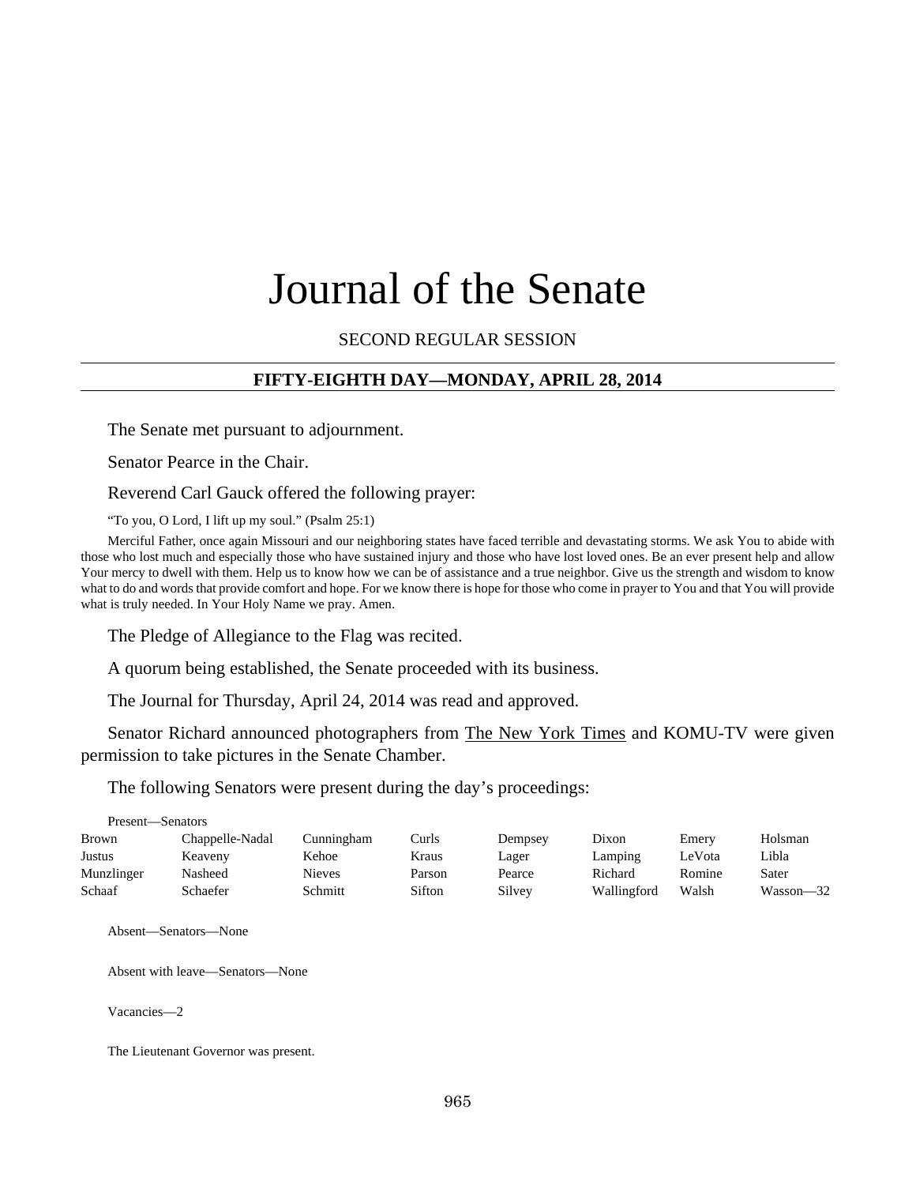# Journal of the Senate

SECOND REGULAR SESSION

---

**FIFTY-EIGHTH DAY—MONDAY, APRIL 28, 2014**

---

The Senate met pursuant to adjournment.

Senator Pearce in the Chair.

Reverend Carl Gauck offered the following prayer:

"To you, O Lord, I lift up my soul." (Psalm 25:1)

Merciful Father, once again Missouri and our neighboring states have faced terrible and devastating storms. We ask You to abide with those who lost much and especially those who have sustained injury and those who have lost loved ones. Be an ever present help and allow Your mercy to dwell with them. Help us to know how we can be of assistance and a true neighbor. Give us the strength and wisdom to know what to do and words that provide comfort and hope. For we know there is hope for those who come in prayer to You and that You will provide what is truly needed. In Your Holy Name we pray. Amen.

The Pledge of Allegiance to the Flag was recited.

A quorum being established, the Senate proceeded with its business.

The Journal for Thursday, April 24, 2014 was read and approved.

Senator Richard announced photographers from The New York Times and KOMU-TV were given permission to take pictures in the Senate Chamber.

The following Senators were present during the day's proceedings:

Present—Senators

| | | | | | | | |
|---|---|---|---|---|---|---|---|
| Brown | Chappelle-Nadal | Cunningham | Curls | Dempsey | Dixon | Emery | Holsman |
| Justus | Keaveny | Kehoe | Kraus | Lager | Lamping | LeVota | Libla |
| Munzlinger | Nasheed | Nieves | Parson | Pearce | Richard | Romine | Sater |
| Schaaf | Schaefer | Schmitt | Sifton | Silvey | Wallingford | Walsh | Wasson—32 |

Absent—Senators—None

Absent with leave—Senators—None

Vacancies—2

The Lieutenant Governor was present.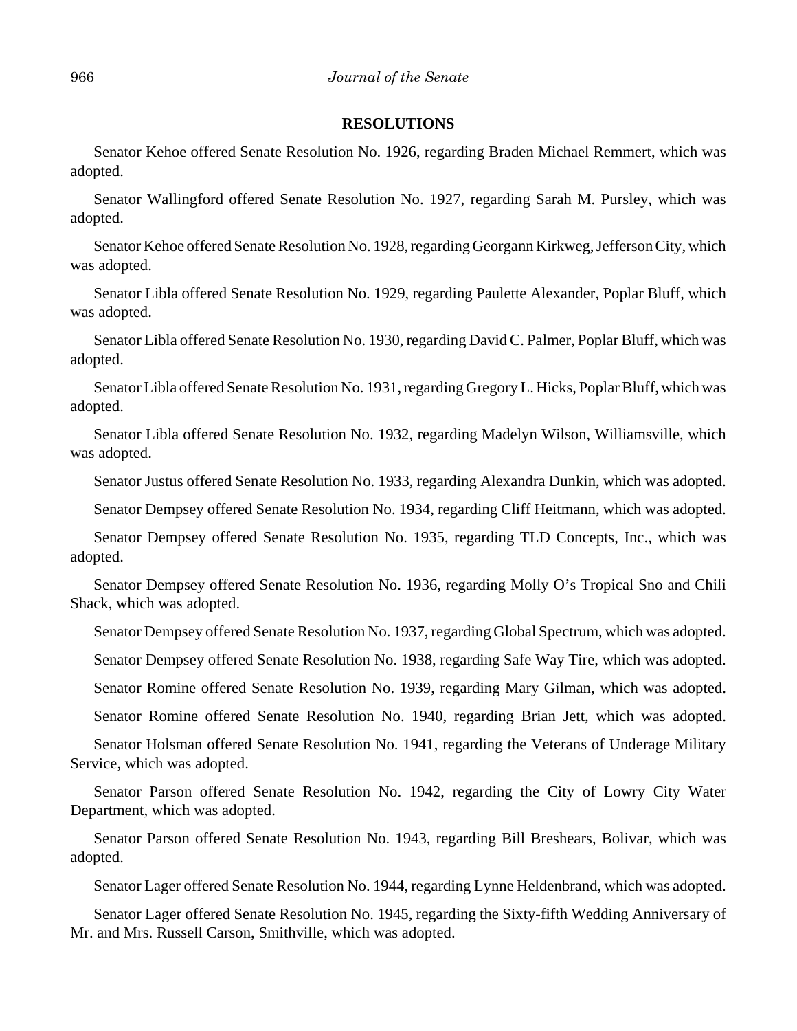## RESOLUTIONS

Senator Kehoe offered Senate Resolution No. 1926, regarding Braden Michael Remmert, which was adopted.

Senator Wallingford offered Senate Resolution No. 1927, regarding Sarah M. Pursley, which was adopted.

Senator Kehoe offered Senate Resolution No. 1928, regarding Georgann Kirkweg, Jefferson City, which was adopted.

Senator Libla offered Senate Resolution No. 1929, regarding Paulette Alexander, Poplar Bluff, which was adopted.

Senator Libla offered Senate Resolution No. 1930, regarding David C. Palmer, Poplar Bluff, which was adopted.

Senator Libla offered Senate Resolution No. 1931, regarding Gregory L. Hicks, Poplar Bluff, which was adopted.

Senator Libla offered Senate Resolution No. 1932, regarding Madelyn Wilson, Williamsville, which was adopted.

Senator Justus offered Senate Resolution No. 1933, regarding Alexandra Dunkin, which was adopted.

Senator Dempsey offered Senate Resolution No. 1934, regarding Cliff Heitmann, which was adopted.

Senator Dempsey offered Senate Resolution No. 1935, regarding TLD Concepts, Inc., which was adopted.

Senator Dempsey offered Senate Resolution No. 1936, regarding Molly O's Tropical Sno and Chili Shack, which was adopted.

Senator Dempsey offered Senate Resolution No. 1937, regarding Global Spectrum, which was adopted.

Senator Dempsey offered Senate Resolution No. 1938, regarding Safe Way Tire, which was adopted.

Senator Romine offered Senate Resolution No. 1939, regarding Mary Gilman, which was adopted.

Senator Romine offered Senate Resolution No. 1940, regarding Brian Jett, which was adopted.

Senator Holsman offered Senate Resolution No. 1941, regarding the Veterans of Underage Military Service, which was adopted.

Senator Parson offered Senate Resolution No. 1942, regarding the City of Lowry City Water Department, which was adopted.

Senator Parson offered Senate Resolution No. 1943, regarding Bill Breshears, Bolivar, which was adopted.

Senator Lager offered Senate Resolution No. 1944, regarding Lynne Heldenbrand, which was adopted.

Senator Lager offered Senate Resolution No. 1945, regarding the Sixty-fifth Wedding Anniversary of Mr. and Mrs. Russell Carson, Smithville, which was adopted.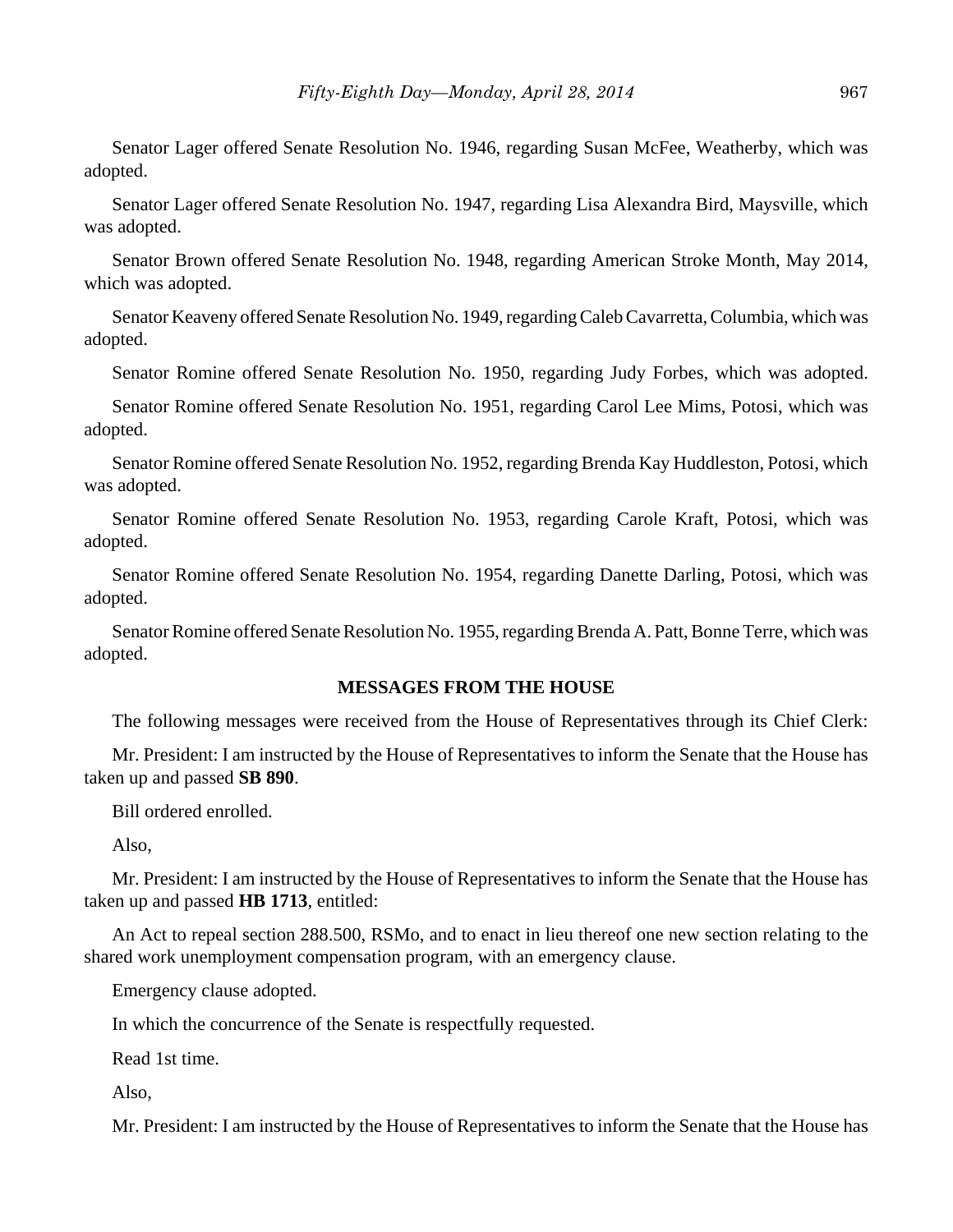Senator Lager offered Senate Resolution No. 1946, regarding Susan McFee, Weatherby, which was adopted.

Senator Lager offered Senate Resolution No. 1947, regarding Lisa Alexandra Bird, Maysville, which was adopted.

Senator Brown offered Senate Resolution No. 1948, regarding American Stroke Month, May 2014, which was adopted.

Senator Keaveny offered Senate Resolution No. 1949, regarding Caleb Cavarretta, Columbia, which was adopted.

Senator Romine offered Senate Resolution No. 1950, regarding Judy Forbes, which was adopted.

Senator Romine offered Senate Resolution No. 1951, regarding Carol Lee Mims, Potosi, which was adopted.

Senator Romine offered Senate Resolution No. 1952, regarding Brenda Kay Huddleston, Potosi, which was adopted.

Senator Romine offered Senate Resolution No. 1953, regarding Carole Kraft, Potosi, which was adopted.

Senator Romine offered Senate Resolution No. 1954, regarding Danette Darling, Potosi, which was adopted.

Senator Romine offered Senate Resolution No. 1955, regarding Brenda A. Patt, Bonne Terre, which was adopted.

**MESSAGES FROM THE HOUSE**

The following messages were received from the House of Representatives through its Chief Clerk:

Mr. President: I am instructed by the House of Representatives to inform the Senate that the House has taken up and passed **SB 890**.

Bill ordered enrolled.

Also,

Mr. President: I am instructed by the House of Representatives to inform the Senate that the House has taken up and passed **HB 1713**, entitled:

An Act to repeal section 288.500, RSMo, and to enact in lieu thereof one new section relating to the shared work unemployment compensation program, with an emergency clause.

Emergency clause adopted.

In which the concurrence of the Senate is respectfully requested.

Read 1st time.

Also,

Mr. President: I am instructed by the House of Representatives to inform the Senate that the House has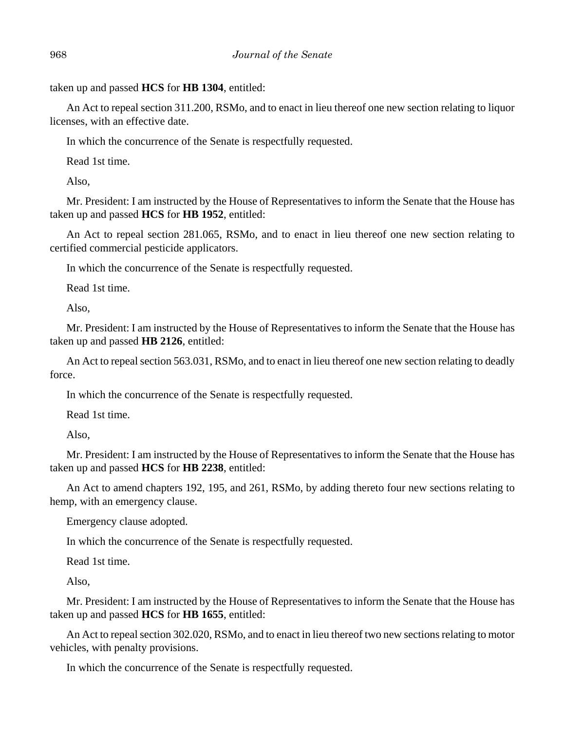taken up and passed **HCS** for **HB 1304**, entitled:

An Act to repeal section 311.200, RSMo, and to enact in lieu thereof one new section relating to liquor licenses, with an effective date.

In which the concurrence of the Senate is respectfully requested.

Read 1st time.

Also,

Mr. President: I am instructed by the House of Representatives to inform the Senate that the House has taken up and passed **HCS** for **HB 1952**, entitled:

An Act to repeal section 281.065, RSMo, and to enact in lieu thereof one new section relating to certified commercial pesticide applicators.

In which the concurrence of the Senate is respectfully requested.

Read 1st time.

Also,

Mr. President: I am instructed by the House of Representatives to inform the Senate that the House has taken up and passed **HB 2126**, entitled:

An Act to repeal section 563.031, RSMo, and to enact in lieu thereof one new section relating to deadly force.

In which the concurrence of the Senate is respectfully requested.

Read 1st time.

Also,

Mr. President: I am instructed by the House of Representatives to inform the Senate that the House has taken up and passed **HCS** for **HB 2238**, entitled:

An Act to amend chapters 192, 195, and 261, RSMo, by adding thereto four new sections relating to hemp, with an emergency clause.

Emergency clause adopted.

In which the concurrence of the Senate is respectfully requested.

Read 1st time.

Also,

Mr. President: I am instructed by the House of Representatives to inform the Senate that the House has taken up and passed **HCS** for **HB 1655**, entitled:

An Act to repeal section 302.020, RSMo, and to enact in lieu thereof two new sections relating to motor vehicles, with penalty provisions.

In which the concurrence of the Senate is respectfully requested.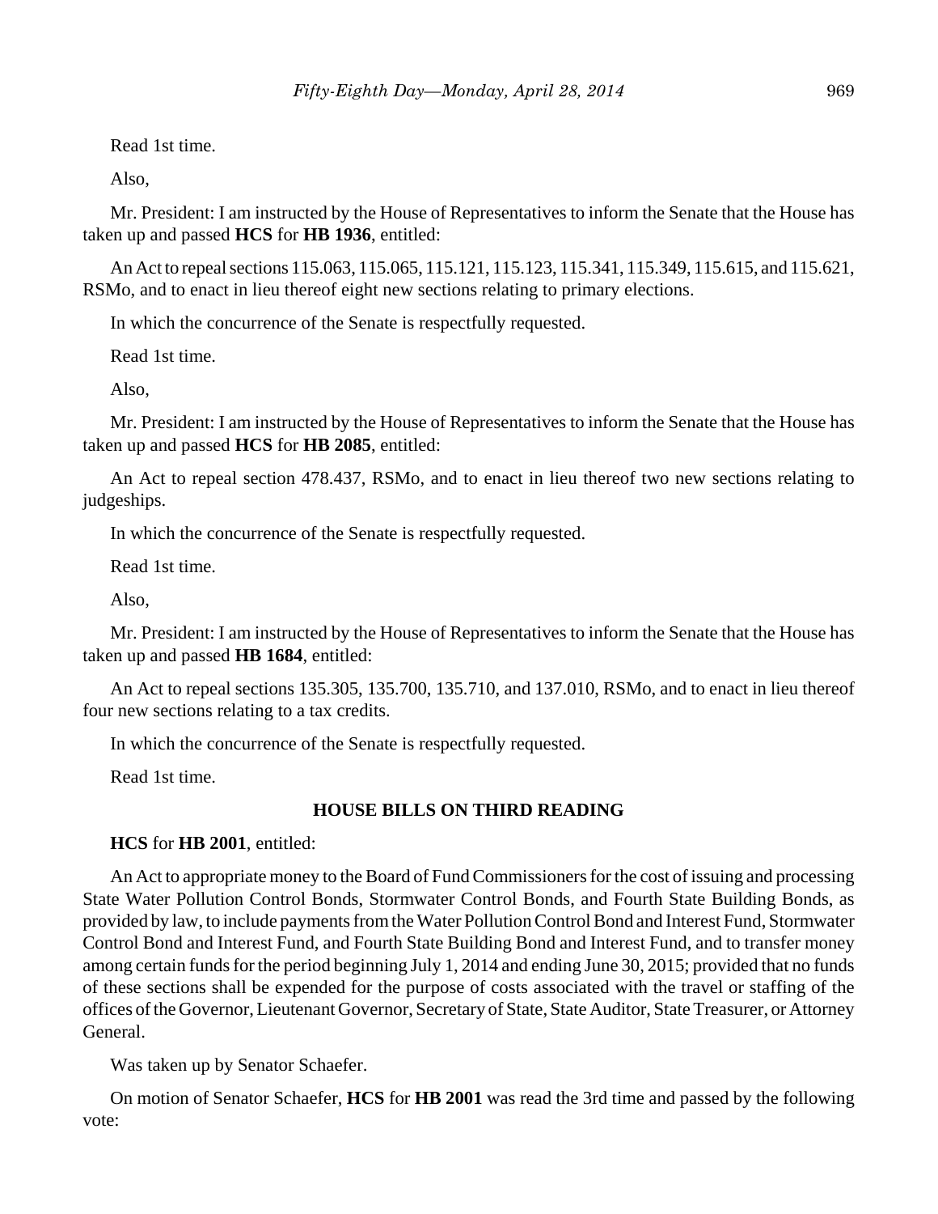Read 1st time.

Also,

Mr. President: I am instructed by the House of Representatives to inform the Senate that the House has taken up and passed **HCS** for **HB 1936**, entitled:

An Act to repeal sections 115.063, 115.065, 115.121, 115.123, 115.341, 115.349, 115.615, and 115.621, RSMo, and to enact in lieu thereof eight new sections relating to primary elections.

In which the concurrence of the Senate is respectfully requested.

Read 1st time.

Also,

Mr. President: I am instructed by the House of Representatives to inform the Senate that the House has taken up and passed **HCS** for **HB 2085**, entitled:

An Act to repeal section 478.437, RSMo, and to enact in lieu thereof two new sections relating to judgeships.

In which the concurrence of the Senate is respectfully requested.

Read 1st time.

Also,

Mr. President: I am instructed by the House of Representatives to inform the Senate that the House has taken up and passed **HB 1684**, entitled:

An Act to repeal sections 135.305, 135.700, 135.710, and 137.010, RSMo, and to enact in lieu thereof four new sections relating to a tax credits.

In which the concurrence of the Senate is respectfully requested.

Read 1st time.

**HOUSE BILLS ON THIRD READING**

**HCS** for **HB 2001**, entitled:

An Act to appropriate money to the Board of Fund Commissioners for the cost of issuing and processing State Water Pollution Control Bonds, Stormwater Control Bonds, and Fourth State Building Bonds, as provided by law, to include payments from the Water Pollution Control Bond and Interest Fund, Stormwater Control Bond and Interest Fund, and Fourth State Building Bond and Interest Fund, and to transfer money among certain funds for the period beginning July 1, 2014 and ending June 30, 2015; provided that no funds of these sections shall be expended for the purpose of costs associated with the travel or staffing of the offices of the Governor, Lieutenant Governor, Secretary of State, State Auditor, State Treasurer, or Attorney General.

Was taken up by Senator Schaefer.

On motion of Senator Schaefer, **HCS** for **HB 2001** was read the 3rd time and passed by the following vote: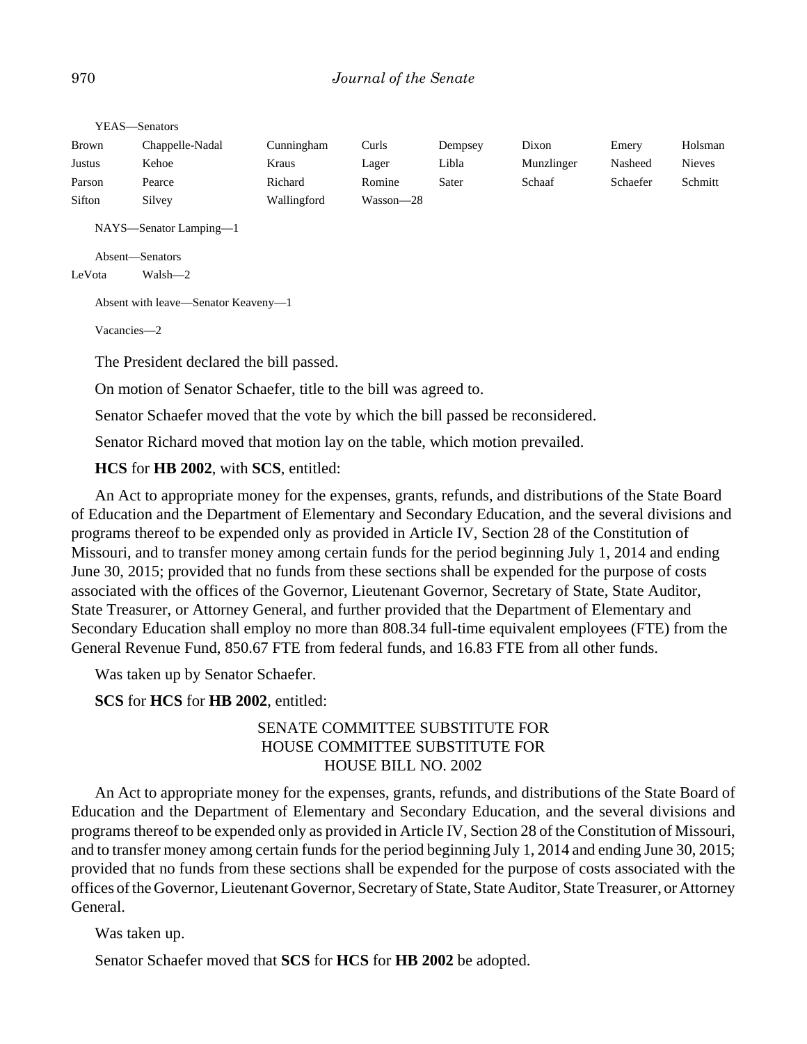YEAS—Senators

| | | | | | | | |
|---|---|---|---|---|---|---|---|
| Brown | Chappelle-Nadal | Cunningham | Curls | Dempsey | Dixon | Emery | Holsman |
| Justus | Kehoe | Kraus | Lager | Libla | Munzlinger | Nasheed | Nieves |
| Parson | Pearce | Richard | Romine | Sater | Schaaf | Schaefer | Schmitt |
| Sifton | Silvey | Wallingford | Wasson—28 | | | | |

NAYS—Senator Lamping—1

Absent—Senators

LeVota Walsh—2

Absent with leave—Senator Keaveny—1

Vacancies—2

The President declared the bill passed.

On motion of Senator Schaefer, title to the bill was agreed to.

Senator Schaefer moved that the vote by which the bill passed be reconsidered.

Senator Richard moved that motion lay on the table, which motion prevailed.

**HCS** for **HB 2002**, with **SCS**, entitled:

An Act to appropriate money for the expenses, grants, refunds, and distributions of the State Board of Education and the Department of Elementary and Secondary Education, and the several divisions and programs thereof to be expended only as provided in Article IV, Section 28 of the Constitution of Missouri, and to transfer money among certain funds for the period beginning July 1, 2014 and ending June 30, 2015; provided that no funds from these sections shall be expended for the purpose of costs associated with the offices of the Governor, Lieutenant Governor, Secretary of State, State Auditor, State Treasurer, or Attorney General, and further provided that the Department of Elementary and Secondary Education shall employ no more than 808.34 full-time equivalent employees (FTE) from the General Revenue Fund, 850.67 FTE from federal funds, and 16.83 FTE from all other funds.

Was taken up by Senator Schaefer.

**SCS** for **HCS** for **HB 2002**, entitled:

SENATE COMMITTEE SUBSTITUTE FOR
HOUSE COMMITTEE SUBSTITUTE FOR
HOUSE BILL NO. 2002

An Act to appropriate money for the expenses, grants, refunds, and distributions of the State Board of Education and the Department of Elementary and Secondary Education, and the several divisions and programs thereof to be expended only as provided in Article IV, Section 28 of the Constitution of Missouri, and to transfer money among certain funds for the period beginning July 1, 2014 and ending June 30, 2015; provided that no funds from these sections shall be expended for the purpose of costs associated with the offices of the Governor, Lieutenant Governor, Secretary of State, State Auditor, State Treasurer, or Attorney General.

Was taken up.

Senator Schaefer moved that **SCS** for **HCS** for **HB 2002** be adopted.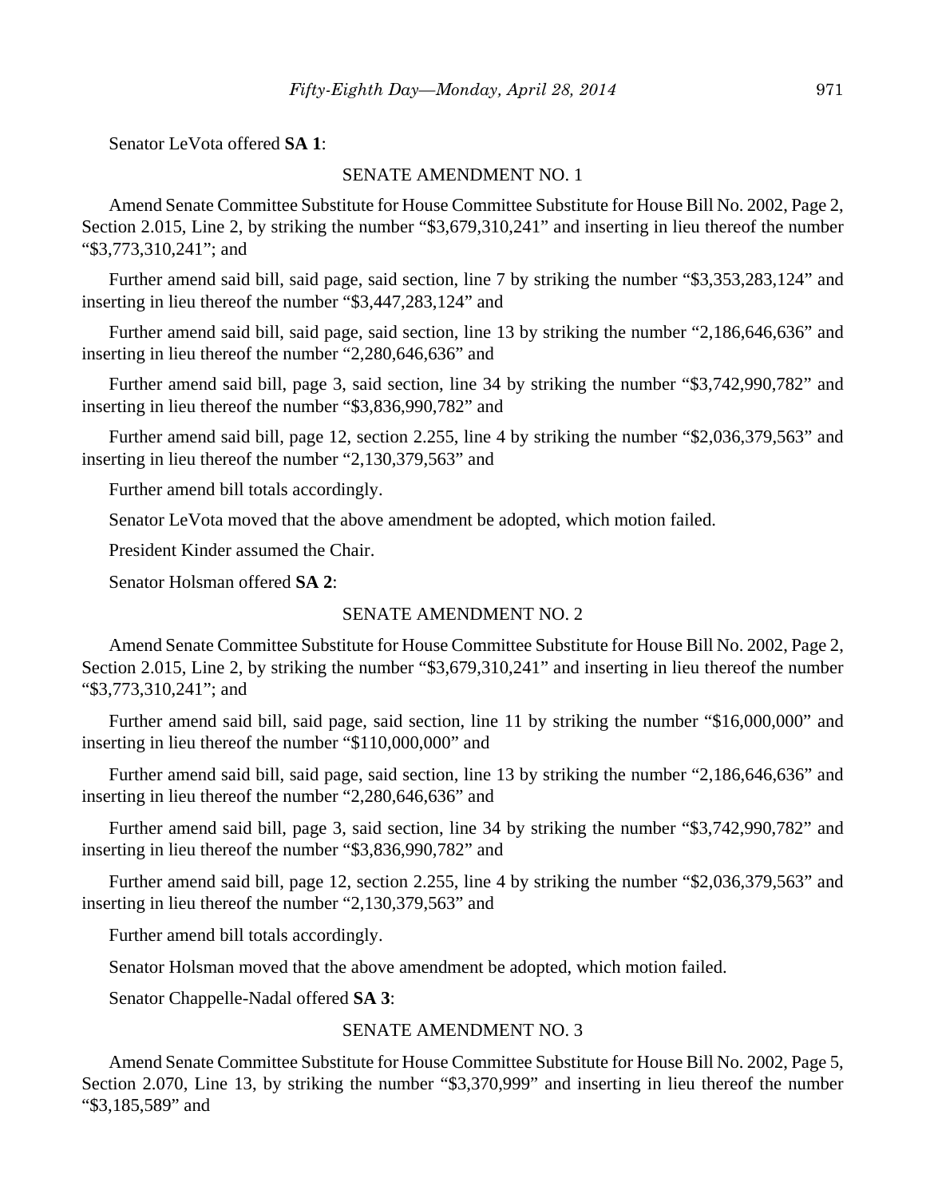Senator LeVota offered **SA 1**:

SENATE AMENDMENT NO. 1

Amend Senate Committee Substitute for House Committee Substitute for House Bill No. 2002, Page 2, Section 2.015, Line 2, by striking the number "$3,679,310,241" and inserting in lieu thereof the number "$3,773,310,241"; and

Further amend said bill, said page, said section, line 7 by striking the number "$3,353,283,124" and inserting in lieu thereof the number "$3,447,283,124" and

Further amend said bill, said page, said section, line 13 by striking the number "2,186,646,636" and inserting in lieu thereof the number "2,280,646,636" and

Further amend said bill, page 3, said section, line 34 by striking the number "$3,742,990,782" and inserting in lieu thereof the number "$3,836,990,782" and

Further amend said bill, page 12, section 2.255, line 4 by striking the number "$2,036,379,563" and inserting in lieu thereof the number "2,130,379,563" and

Further amend bill totals accordingly.

Senator LeVota moved that the above amendment be adopted, which motion failed.

President Kinder assumed the Chair.

Senator Holsman offered **SA 2**:

SENATE AMENDMENT NO. 2

Amend Senate Committee Substitute for House Committee Substitute for House Bill No. 2002, Page 2, Section 2.015, Line 2, by striking the number "$3,679,310,241" and inserting in lieu thereof the number "$3,773,310,241"; and

Further amend said bill, said page, said section, line 11 by striking the number "$16,000,000" and inserting in lieu thereof the number "$110,000,000" and

Further amend said bill, said page, said section, line 13 by striking the number "2,186,646,636" and inserting in lieu thereof the number "2,280,646,636" and

Further amend said bill, page 3, said section, line 34 by striking the number "$3,742,990,782" and inserting in lieu thereof the number "$3,836,990,782" and

Further amend said bill, page 12, section 2.255, line 4 by striking the number "$2,036,379,563" and inserting in lieu thereof the number "2,130,379,563" and

Further amend bill totals accordingly.

Senator Holsman moved that the above amendment be adopted, which motion failed.

Senator Chappelle-Nadal offered **SA 3**:

SENATE AMENDMENT NO. 3

Amend Senate Committee Substitute for House Committee Substitute for House Bill No. 2002, Page 5, Section 2.070, Line 13, by striking the number "$3,370,999" and inserting in lieu thereof the number "$3,185,589" and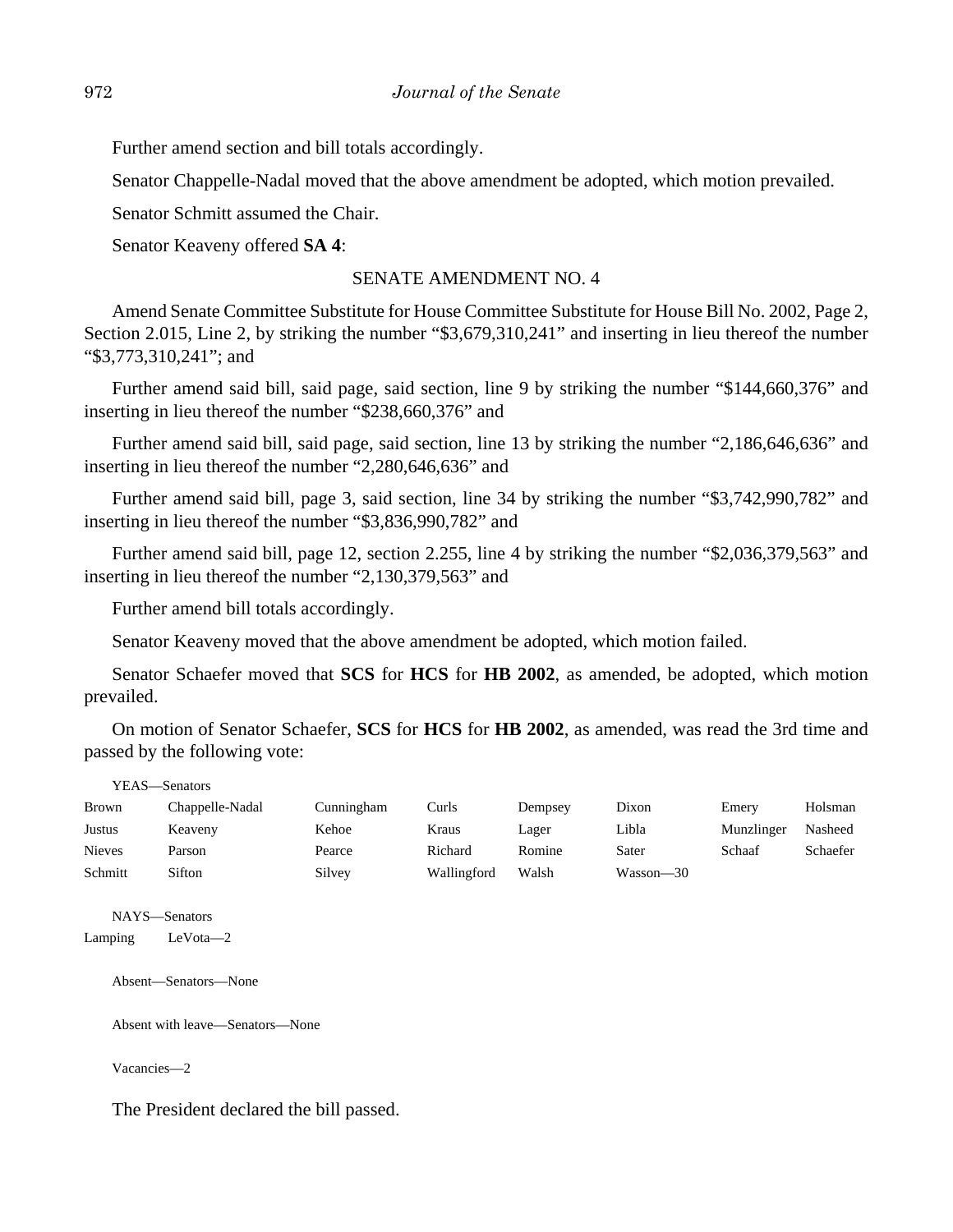Further amend section and bill totals accordingly.

Senator Chappelle-Nadal moved that the above amendment be adopted, which motion prevailed.

Senator Schmitt assumed the Chair.

Senator Keaveny offered **SA 4**:

SENATE AMENDMENT NO. 4

Amend Senate Committee Substitute for House Committee Substitute for House Bill No. 2002, Page 2, Section 2.015, Line 2, by striking the number "$3,679,310,241" and inserting in lieu thereof the number "$3,773,310,241"; and

Further amend said bill, said page, said section, line 9 by striking the number "$144,660,376" and inserting in lieu thereof the number "$238,660,376" and

Further amend said bill, said page, said section, line 13 by striking the number "2,186,646,636" and inserting in lieu thereof the number "2,280,646,636" and

Further amend said bill, page 3, said section, line 34 by striking the number "$3,742,990,782" and inserting in lieu thereof the number "$3,836,990,782" and

Further amend said bill, page 12, section 2.255, line 4 by striking the number "$2,036,379,563" and inserting in lieu thereof the number "2,130,379,563" and

Further amend bill totals accordingly.

Senator Keaveny moved that the above amendment be adopted, which motion failed.

Senator Schaefer moved that **SCS** for **HCS** for **HB 2002**, as amended, be adopted, which motion prevailed.

On motion of Senator Schaefer, **SCS** for **HCS** for **HB 2002**, as amended, was read the 3rd time and passed by the following vote:

YEAS—Senators

| | | | | | | | |
|---|---|---|---|---|---|---|---|
| Brown | Chappelle-Nadal | Cunningham | Curls | Dempsey | Dixon | Emery | Holsman |
| Justus | Keaveny | Kehoe | Kraus | Lager | Libla | Munzlinger | Nasheed |
| Nieves | Parson | Pearce | Richard | Romine | Sater | Schaaf | Schaefer |
| Schmitt | Sifton | Silvey | Wallingford | Walsh | Wasson—30 | | |

NAYS—Senators

Lamping LeVota—2

Absent—Senators—None

Absent with leave—Senators—None

Vacancies—2

The President declared the bill passed.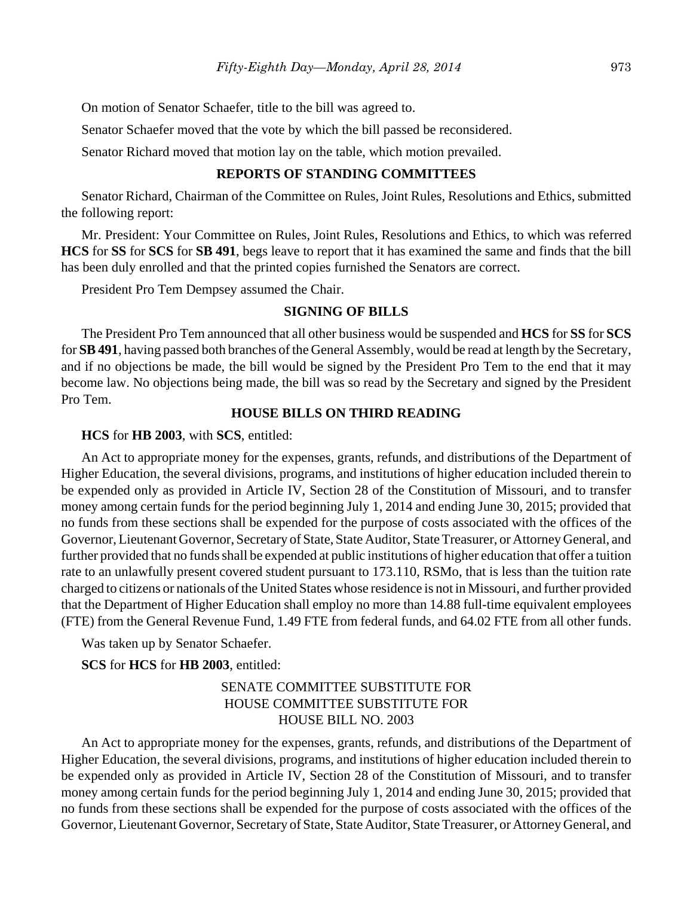On motion of Senator Schaefer, title to the bill was agreed to.

Senator Schaefer moved that the vote by which the bill passed be reconsidered.

Senator Richard moved that motion lay on the table, which motion prevailed.

## REPORTS OF STANDING COMMITTEES

Senator Richard, Chairman of the Committee on Rules, Joint Rules, Resolutions and Ethics, submitted the following report:

Mr. President: Your Committee on Rules, Joint Rules, Resolutions and Ethics, to which was referred **HCS** for **SS** for **SCS** for **SB 491**, begs leave to report that it has examined the same and finds that the bill has been duly enrolled and that the printed copies furnished the Senators are correct.

President Pro Tem Dempsey assumed the Chair.

## SIGNING OF BILLS

The President Pro Tem announced that all other business would be suspended and **HCS** for **SS** for **SCS** for **SB 491**, having passed both branches of the General Assembly, would be read at length by the Secretary, and if no objections be made, the bill would be signed by the President Pro Tem to the end that it may become law. No objections being made, the bill was so read by the Secretary and signed by the President Pro Tem.

## HOUSE BILLS ON THIRD READING

**HCS** for **HB 2003**, with **SCS**, entitled:

An Act to appropriate money for the expenses, grants, refunds, and distributions of the Department of Higher Education, the several divisions, programs, and institutions of higher education included therein to be expended only as provided in Article IV, Section 28 of the Constitution of Missouri, and to transfer money among certain funds for the period beginning July 1, 2014 and ending June 30, 2015; provided that no funds from these sections shall be expended for the purpose of costs associated with the offices of the Governor, Lieutenant Governor, Secretary of State, State Auditor, State Treasurer, or Attorney General, and further provided that no funds shall be expended at public institutions of higher education that offer a tuition rate to an unlawfully present covered student pursuant to 173.110, RSMo, that is less than the tuition rate charged to citizens or nationals of the United States whose residence is not in Missouri, and further provided that the Department of Higher Education shall employ no more than 14.88 full-time equivalent employees (FTE) from the General Revenue Fund, 1.49 FTE from federal funds, and 64.02 FTE from all other funds.

Was taken up by Senator Schaefer.

**SCS** for **HCS** for **HB 2003**, entitled:

SENATE COMMITTEE SUBSTITUTE FOR
HOUSE COMMITTEE SUBSTITUTE FOR
HOUSE BILL NO. 2003

An Act to appropriate money for the expenses, grants, refunds, and distributions of the Department of Higher Education, the several divisions, programs, and institutions of higher education included therein to be expended only as provided in Article IV, Section 28 of the Constitution of Missouri, and to transfer money among certain funds for the period beginning July 1, 2014 and ending June 30, 2015; provided that no funds from these sections shall be expended for the purpose of costs associated with the offices of the Governor, Lieutenant Governor, Secretary of State, State Auditor, State Treasurer, or Attorney General, and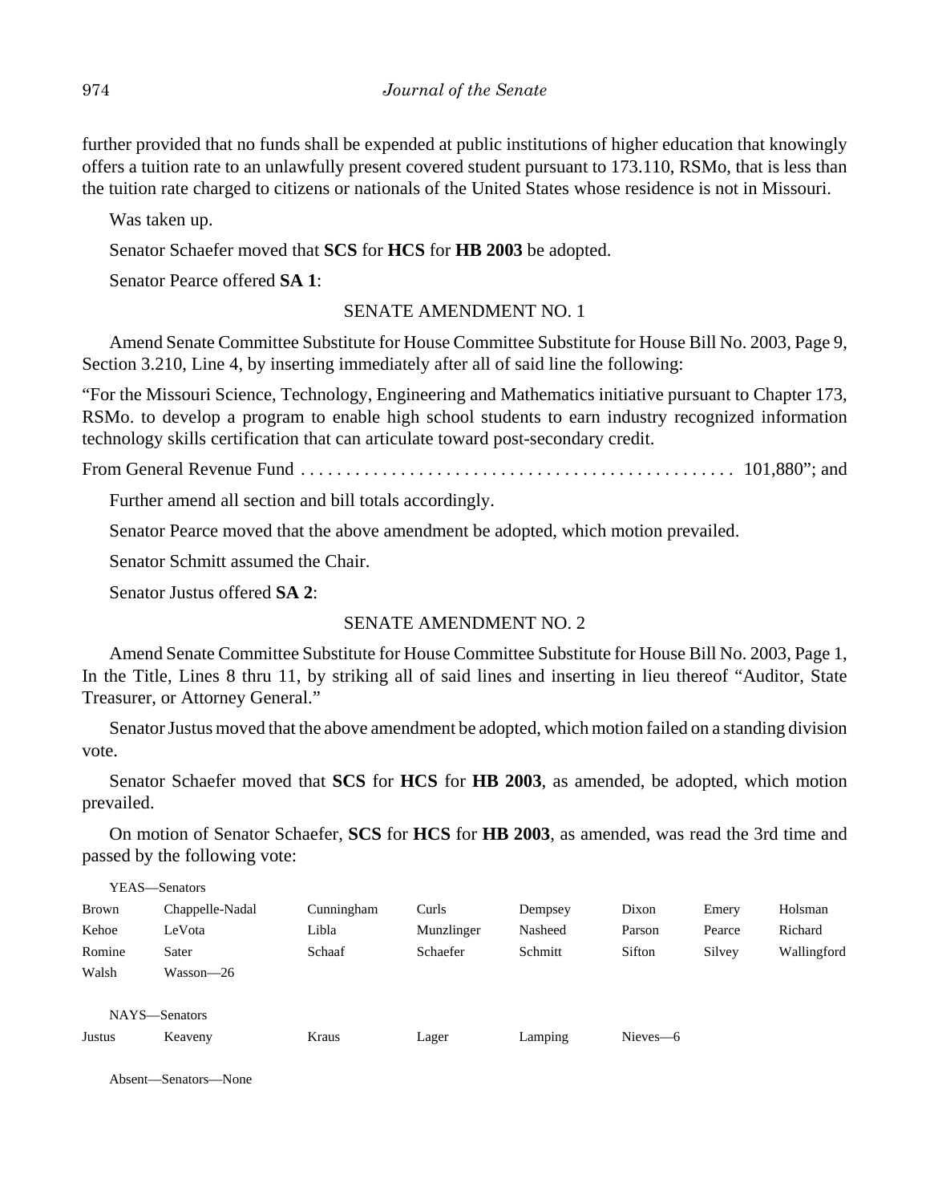further provided that no funds shall be expended at public institutions of higher education that knowingly offers a tuition rate to an unlawfully present covered student pursuant to 173.110, RSMo, that is less than the tuition rate charged to citizens or nationals of the United States whose residence is not in Missouri.

Was taken up.

Senator Schaefer moved that **SCS** for **HCS** for **HB 2003** be adopted.

Senator Pearce offered **SA 1**:

SENATE AMENDMENT NO. 1

Amend Senate Committee Substitute for House Committee Substitute for House Bill No. 2003, Page 9, Section 3.210, Line 4, by inserting immediately after all of said line the following:

"For the Missouri Science, Technology, Engineering and Mathematics initiative pursuant to Chapter 173, RSMo. to develop a program to enable high school students to earn industry recognized information technology skills certification that can articulate toward post-secondary credit.

From General Revenue Fund . . . . . . . . . . . . . . . . . . . . . . . . . . . . . . . . . . . . . . . . . . . . . . . . 101,880"; and

Further amend all section and bill totals accordingly.

Senator Pearce moved that the above amendment be adopted, which motion prevailed.

Senator Schmitt assumed the Chair.

Senator Justus offered **SA 2**:

SENATE AMENDMENT NO. 2

Amend Senate Committee Substitute for House Committee Substitute for House Bill No. 2003, Page 1, In the Title, Lines 8 thru 11, by striking all of said lines and inserting in lieu thereof "Auditor, State Treasurer, or Attorney General."

Senator Justus moved that the above amendment be adopted, which motion failed on a standing division vote.

Senator Schaefer moved that **SCS** for **HCS** for **HB 2003**, as amended, be adopted, which motion prevailed.

On motion of Senator Schaefer, **SCS** for **HCS** for **HB 2003**, as amended, was read the 3rd time and passed by the following vote:

YEAS—Senators

| | | | | | | | |
|---|---|---|---|---|---|---|---|
| Brown | Chappelle-Nadal | Cunningham | Curls | Dempsey | Dixon | Emery | Holsman |
| Kehoe | LeVota | Libla | Munzlinger | Nasheed | Parson | Pearce | Richard |
| Romine | Sater | Schaaf | Schaefer | Schmitt | Sifton | Silvey | Wallingford |
| Walsh | Wasson—26 | | | | | | |

NAYS—Senators

| | | | | | |
|---|---|---|---|---|---|
| Justus | Keaveny | Kraus | Lager | Lamping | Nieves—6 |

Absent—Senators—None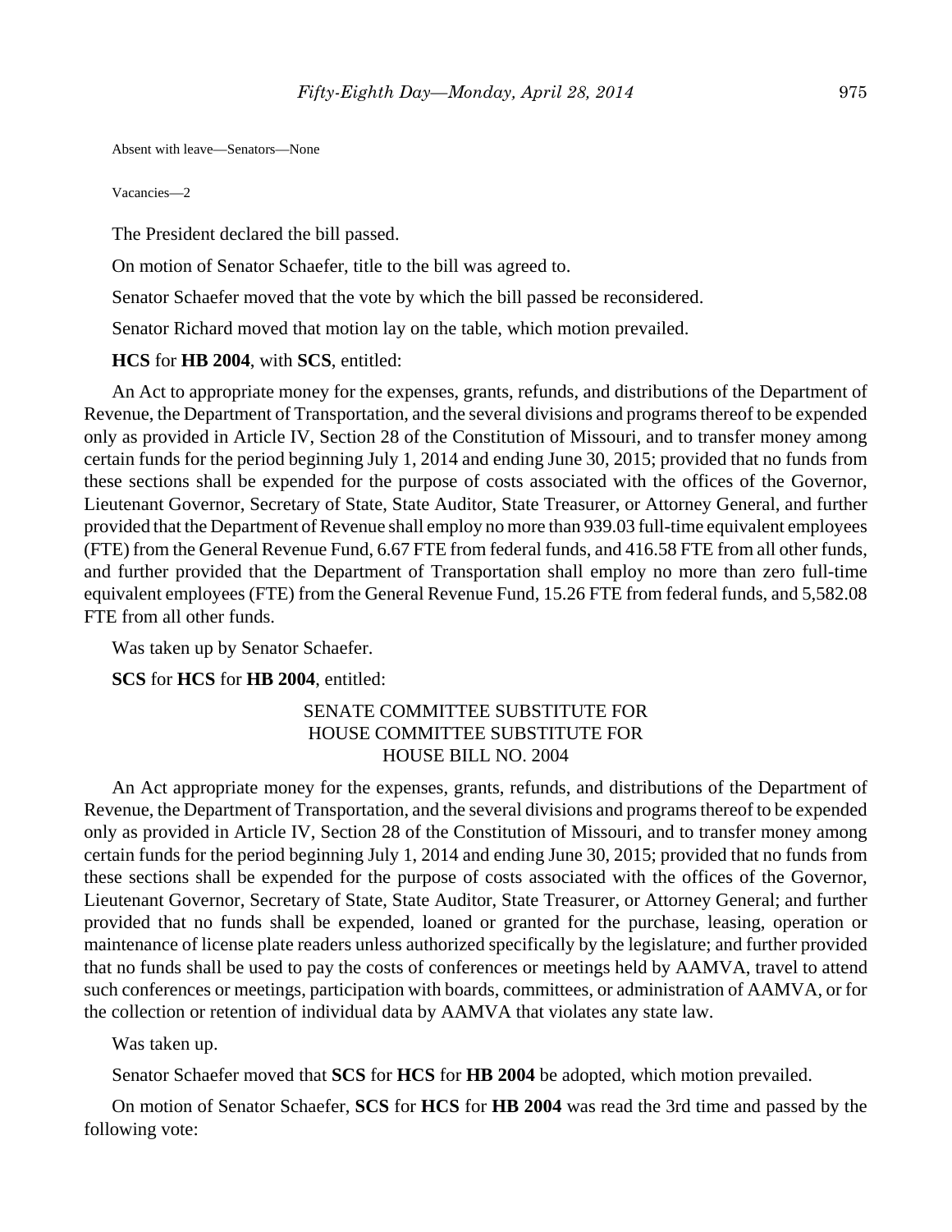Absent with leave—Senators—None

Vacancies—2

The President declared the bill passed.

On motion of Senator Schaefer, title to the bill was agreed to.

Senator Schaefer moved that the vote by which the bill passed be reconsidered.

Senator Richard moved that motion lay on the table, which motion prevailed.

**HCS** for **HB 2004**, with **SCS**, entitled:

An Act to appropriate money for the expenses, grants, refunds, and distributions of the Department of Revenue, the Department of Transportation, and the several divisions and programs thereof to be expended only as provided in Article IV, Section 28 of the Constitution of Missouri, and to transfer money among certain funds for the period beginning July 1, 2014 and ending June 30, 2015; provided that no funds from these sections shall be expended for the purpose of costs associated with the offices of the Governor, Lieutenant Governor, Secretary of State, State Auditor, State Treasurer, or Attorney General, and further provided that the Department of Revenue shall employ no more than 939.03 full-time equivalent employees (FTE) from the General Revenue Fund, 6.67 FTE from federal funds, and 416.58 FTE from all other funds, and further provided that the Department of Transportation shall employ no more than zero full-time equivalent employees (FTE) from the General Revenue Fund, 15.26 FTE from federal funds, and 5,582.08 FTE from all other funds.

Was taken up by Senator Schaefer.

**SCS** for **HCS** for **HB 2004**, entitled:

SENATE COMMITTEE SUBSTITUTE FOR
HOUSE COMMITTEE SUBSTITUTE FOR
HOUSE BILL NO. 2004

An Act appropriate money for the expenses, grants, refunds, and distributions of the Department of Revenue, the Department of Transportation, and the several divisions and programs thereof to be expended only as provided in Article IV, Section 28 of the Constitution of Missouri, and to transfer money among certain funds for the period beginning July 1, 2014 and ending June 30, 2015; provided that no funds from these sections shall be expended for the purpose of costs associated with the offices of the Governor, Lieutenant Governor, Secretary of State, State Auditor, State Treasurer, or Attorney General; and further provided that no funds shall be expended, loaned or granted for the purchase, leasing, operation or maintenance of license plate readers unless authorized specifically by the legislature; and further provided that no funds shall be used to pay the costs of conferences or meetings held by AAMVA, travel to attend such conferences or meetings, participation with boards, committees, or administration of AAMVA, or for the collection or retention of individual data by AAMVA that violates any state law.

Was taken up.

Senator Schaefer moved that **SCS** for **HCS** for **HB 2004** be adopted, which motion prevailed.

On motion of Senator Schaefer, **SCS** for **HCS** for **HB 2004** was read the 3rd time and passed by the following vote: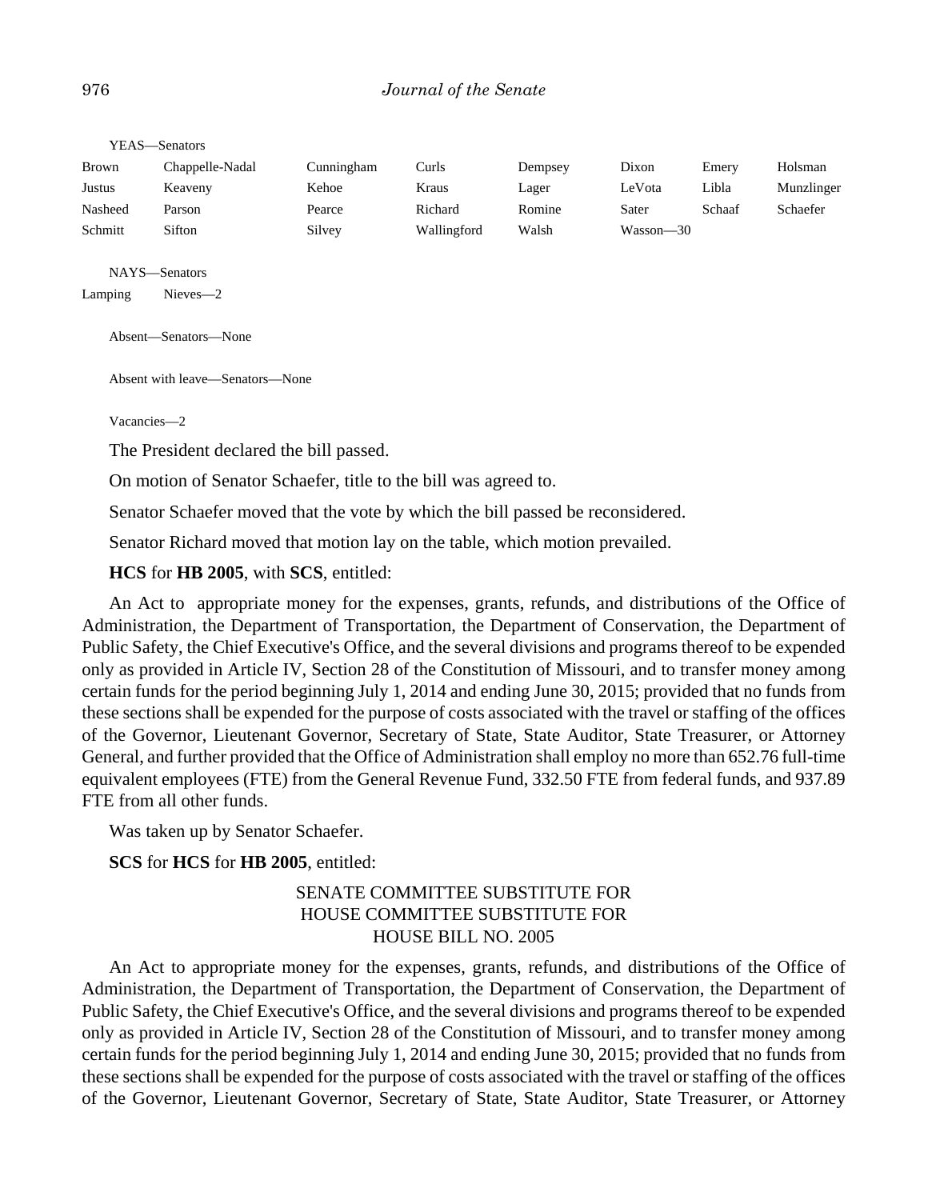YEAS—Senators

| | | | | | | | |
|---|---|---|---|---|---|---|---|
| Brown | Chappelle-Nadal | Cunningham | Curls | Dempsey | Dixon | Emery | Holsman |
| Justus | Keaveny | Kehoe | Kraus | Lager | LeVota | Libla | Munzlinger |
| Nasheed | Parson | Pearce | Richard | Romine | Sater | Schaaf | Schaefer |
| Schmitt | Sifton | Silvey | Wallingford | Walsh | Wasson—30 | | |

NAYS—Senators

| | |
|---|---|
| Lamping | Nieves—2 |

Absent—Senators—None

Absent with leave—Senators—None

Vacancies—2

The President declared the bill passed.

On motion of Senator Schaefer, title to the bill was agreed to.

Senator Schaefer moved that the vote by which the bill passed be reconsidered.

Senator Richard moved that motion lay on the table, which motion prevailed.

**HCS** for **HB 2005**, with **SCS**, entitled:

An Act to appropriate money for the expenses, grants, refunds, and distributions of the Office of Administration, the Department of Transportation, the Department of Conservation, the Department of Public Safety, the Chief Executive's Office, and the several divisions and programs thereof to be expended only as provided in Article IV, Section 28 of the Constitution of Missouri, and to transfer money among certain funds for the period beginning July 1, 2014 and ending June 30, 2015; provided that no funds from these sections shall be expended for the purpose of costs associated with the travel or staffing of the offices of the Governor, Lieutenant Governor, Secretary of State, State Auditor, State Treasurer, or Attorney General, and further provided that the Office of Administration shall employ no more than 652.76 full-time equivalent employees (FTE) from the General Revenue Fund, 332.50 FTE from federal funds, and 937.89 FTE from all other funds.

Was taken up by Senator Schaefer.

**SCS** for **HCS** for **HB 2005**, entitled:

SENATE COMMITTEE SUBSTITUTE FOR
HOUSE COMMITTEE SUBSTITUTE FOR
HOUSE BILL NO. 2005

An Act to appropriate money for the expenses, grants, refunds, and distributions of the Office of Administration, the Department of Transportation, the Department of Conservation, the Department of Public Safety, the Chief Executive's Office, and the several divisions and programs thereof to be expended only as provided in Article IV, Section 28 of the Constitution of Missouri, and to transfer money among certain funds for the period beginning July 1, 2014 and ending June 30, 2015; provided that no funds from these sections shall be expended for the purpose of costs associated with the travel or staffing of the offices of the Governor, Lieutenant Governor, Secretary of State, State Auditor, State Treasurer, or Attorney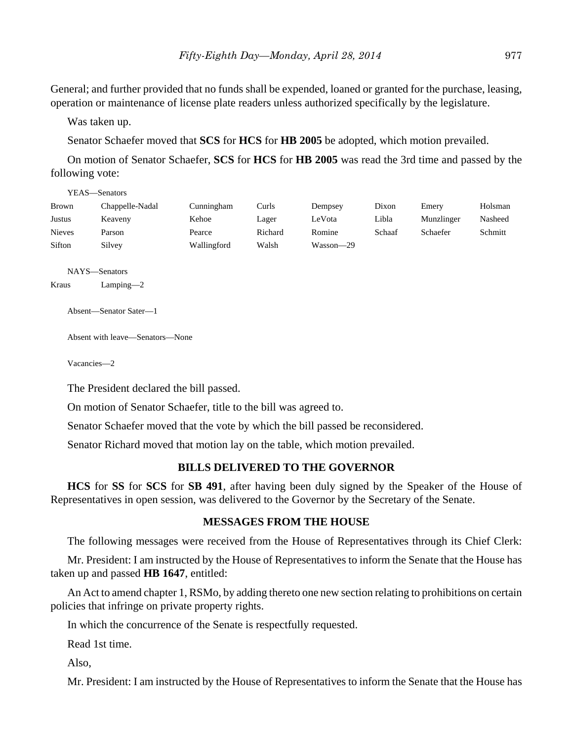General; and further provided that no funds shall be expended, loaned or granted for the purchase, leasing, operation or maintenance of license plate readers unless authorized specifically by the legislature.

Was taken up.

Senator Schaefer moved that **SCS** for **HCS** for **HB 2005** be adopted, which motion prevailed.

On motion of Senator Schaefer, **SCS** for **HCS** for **HB 2005** was read the 3rd time and passed by the following vote:

YEAS—Senators

| | | | | | | | |
|---|---|---|---|---|---|---|---|
| Brown | Chappelle-Nadal | Cunningham | Curls | Dempsey | Dixon | Emery | Holsman |
| Justus | Keaveny | Kehoe | Lager | LeVota | Libla | Munzlinger | Nasheed |
| Nieves | Parson | Pearce | Richard | Romine | Schaaf | Schaefer | Schmitt |
| Sifton | Silvey | Wallingford | Walsh | Wasson—29 | | | |

NAYS—Senators

Kraus Lamping—2

Absent—Senator Sater—1

Absent with leave—Senators—None

Vacancies—2

The President declared the bill passed.

On motion of Senator Schaefer, title to the bill was agreed to.

Senator Schaefer moved that the vote by which the bill passed be reconsidered.

Senator Richard moved that motion lay on the table, which motion prevailed.

## BILLS DELIVERED TO THE GOVERNOR

**HCS** for **SS** for **SCS** for **SB 491**, after having been duly signed by the Speaker of the House of Representatives in open session, was delivered to the Governor by the Secretary of the Senate.

## MESSAGES FROM THE HOUSE

The following messages were received from the House of Representatives through its Chief Clerk:

Mr. President: I am instructed by the House of Representatives to inform the Senate that the House has taken up and passed **HB 1647**, entitled:

An Act to amend chapter 1, RSMo, by adding thereto one new section relating to prohibitions on certain policies that infringe on private property rights.

In which the concurrence of the Senate is respectfully requested.

Read 1st time.

Also,

Mr. President: I am instructed by the House of Representatives to inform the Senate that the House has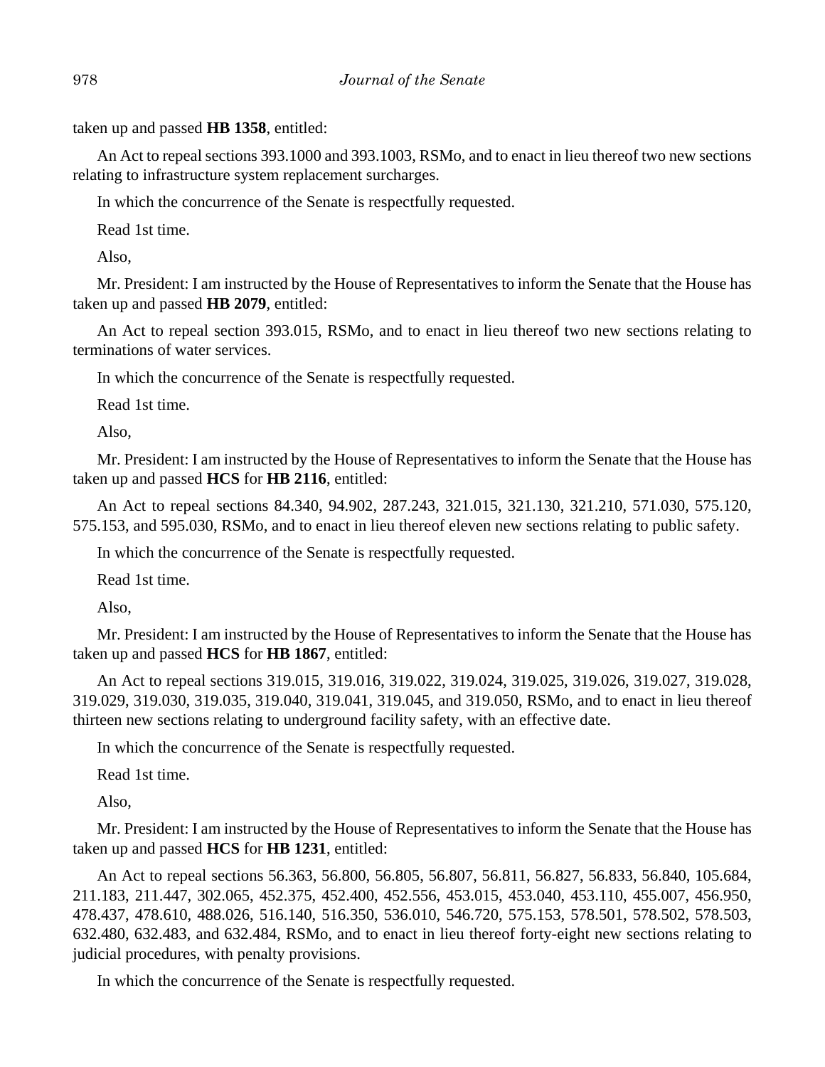taken up and passed **HB 1358**, entitled:

An Act to repeal sections 393.1000 and 393.1003, RSMo, and to enact in lieu thereof two new sections relating to infrastructure system replacement surcharges.

In which the concurrence of the Senate is respectfully requested.

Read 1st time.

Also,

Mr. President: I am instructed by the House of Representatives to inform the Senate that the House has taken up and passed **HB 2079**, entitled:

An Act to repeal section 393.015, RSMo, and to enact in lieu thereof two new sections relating to terminations of water services.

In which the concurrence of the Senate is respectfully requested.

Read 1st time.

Also,

Mr. President: I am instructed by the House of Representatives to inform the Senate that the House has taken up and passed **HCS** for **HB 2116**, entitled:

An Act to repeal sections 84.340, 94.902, 287.243, 321.015, 321.130, 321.210, 571.030, 575.120, 575.153, and 595.030, RSMo, and to enact in lieu thereof eleven new sections relating to public safety.

In which the concurrence of the Senate is respectfully requested.

Read 1st time.

Also,

Mr. President: I am instructed by the House of Representatives to inform the Senate that the House has taken up and passed **HCS** for **HB 1867**, entitled:

An Act to repeal sections 319.015, 319.016, 319.022, 319.024, 319.025, 319.026, 319.027, 319.028, 319.029, 319.030, 319.035, 319.040, 319.041, 319.045, and 319.050, RSMo, and to enact in lieu thereof thirteen new sections relating to underground facility safety, with an effective date.

In which the concurrence of the Senate is respectfully requested.

Read 1st time.

Also,

Mr. President: I am instructed by the House of Representatives to inform the Senate that the House has taken up and passed **HCS** for **HB 1231**, entitled:

An Act to repeal sections 56.363, 56.800, 56.805, 56.807, 56.811, 56.827, 56.833, 56.840, 105.684, 211.183, 211.447, 302.065, 452.375, 452.400, 452.556, 453.015, 453.040, 453.110, 455.007, 456.950, 478.437, 478.610, 488.026, 516.140, 516.350, 536.010, 546.720, 575.153, 578.501, 578.502, 578.503, 632.480, 632.483, and 632.484, RSMo, and to enact in lieu thereof forty-eight new sections relating to judicial procedures, with penalty provisions.

In which the concurrence of the Senate is respectfully requested.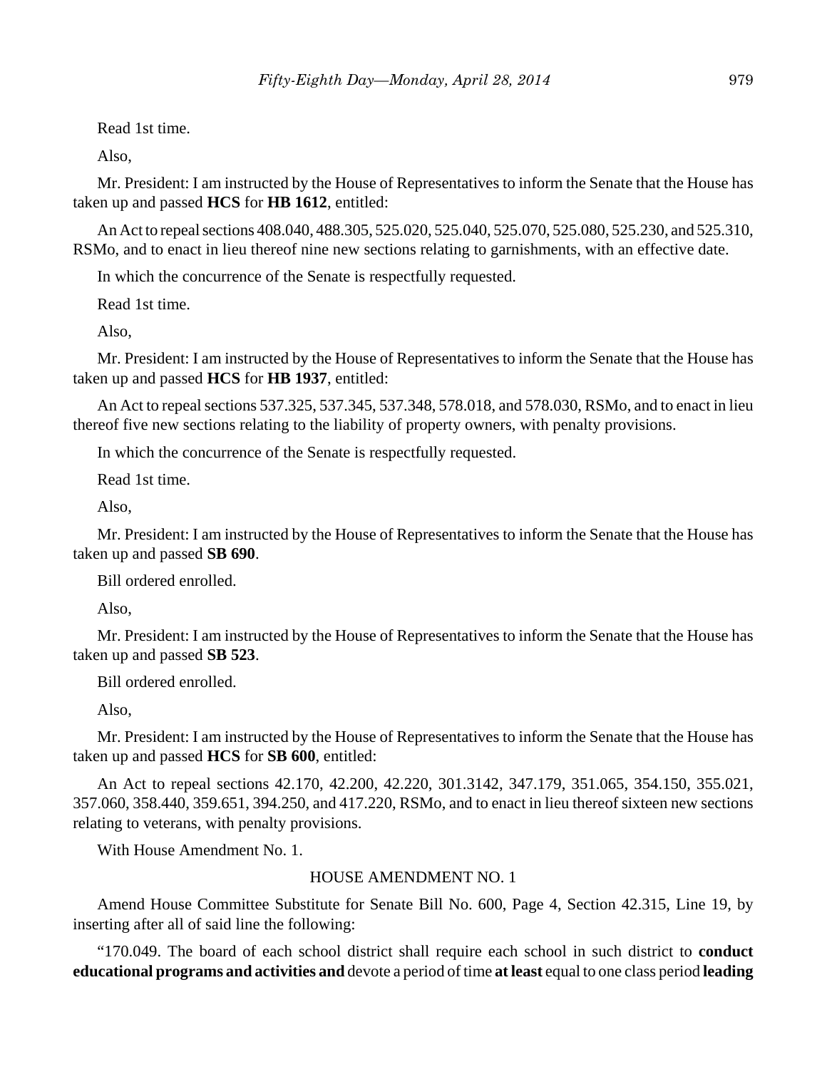Read 1st time.

Also,

Mr. President: I am instructed by the House of Representatives to inform the Senate that the House has taken up and passed **HCS** for **HB 1612**, entitled:

An Act to repeal sections 408.040, 488.305, 525.020, 525.040, 525.070, 525.080, 525.230, and 525.310, RSMo, and to enact in lieu thereof nine new sections relating to garnishments, with an effective date.

In which the concurrence of the Senate is respectfully requested.

Read 1st time.

Also,

Mr. President: I am instructed by the House of Representatives to inform the Senate that the House has taken up and passed **HCS** for **HB 1937**, entitled:

An Act to repeal sections 537.325, 537.345, 537.348, 578.018, and 578.030, RSMo, and to enact in lieu thereof five new sections relating to the liability of property owners, with penalty provisions.

In which the concurrence of the Senate is respectfully requested.

Read 1st time.

Also,

Mr. President: I am instructed by the House of Representatives to inform the Senate that the House has taken up and passed **SB 690**.

Bill ordered enrolled.

Also,

Mr. President: I am instructed by the House of Representatives to inform the Senate that the House has taken up and passed **SB 523**.

Bill ordered enrolled.

Also,

Mr. President: I am instructed by the House of Representatives to inform the Senate that the House has taken up and passed **HCS** for **SB 600**, entitled:

An Act to repeal sections 42.170, 42.200, 42.220, 301.3142, 347.179, 351.065, 354.150, 355.021, 357.060, 358.440, 359.651, 394.250, and 417.220, RSMo, and to enact in lieu thereof sixteen new sections relating to veterans, with penalty provisions.

With House Amendment No. 1.

HOUSE AMENDMENT NO. 1

Amend House Committee Substitute for Senate Bill No. 600, Page 4, Section 42.315, Line 19, by inserting after all of said line the following:

"170.049. The board of each school district shall require each school in such district to **conduct educational programs and activities and** devote a period of time **at least** equal to one class period **leading**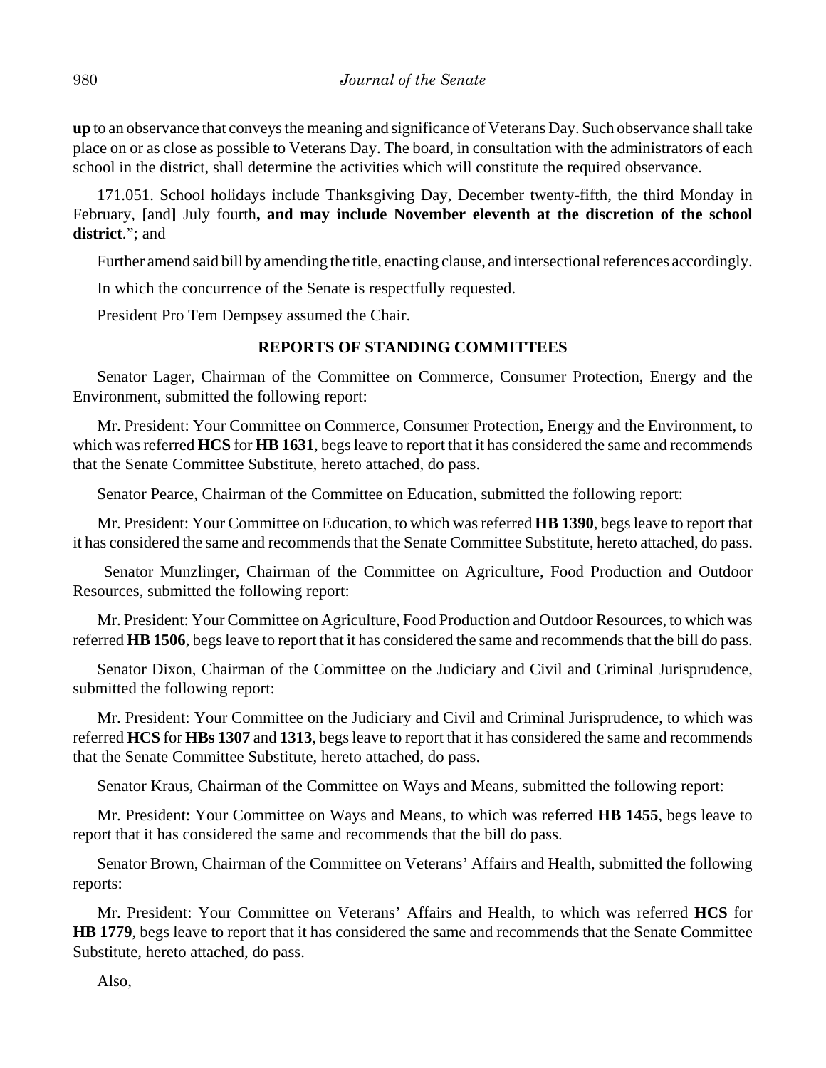**up** to an observance that conveys the meaning and significance of Veterans Day. Such observance shall take place on or as close as possible to Veterans Day. The board, in consultation with the administrators of each school in the district, shall determine the activities which will constitute the required observance.

171.051. School holidays include Thanksgiving Day, December twenty-fifth, the third Monday in February, **[**and**]** July fourth**, and may include November eleventh at the discretion of the school district**."; and

Further amend said bill by amending the title, enacting clause, and intersectional references accordingly.

In which the concurrence of the Senate is respectfully requested.

President Pro Tem Dempsey assumed the Chair.

**REPORTS OF STANDING COMMITTEES**

Senator Lager, Chairman of the Committee on Commerce, Consumer Protection, Energy and the Environment, submitted the following report:

Mr. President: Your Committee on Commerce, Consumer Protection, Energy and the Environment, to which was referred **HCS** for **HB 1631**, begs leave to report that it has considered the same and recommends that the Senate Committee Substitute, hereto attached, do pass.

Senator Pearce, Chairman of the Committee on Education, submitted the following report:

Mr. President: Your Committee on Education, to which was referred **HB 1390**, begs leave to report that it has considered the same and recommends that the Senate Committee Substitute, hereto attached, do pass.

Senator Munzlinger, Chairman of the Committee on Agriculture, Food Production and Outdoor Resources, submitted the following report:

Mr. President: Your Committee on Agriculture, Food Production and Outdoor Resources, to which was referred **HB 1506**, begs leave to report that it has considered the same and recommends that the bill do pass.

Senator Dixon, Chairman of the Committee on the Judiciary and Civil and Criminal Jurisprudence, submitted the following report:

Mr. President: Your Committee on the Judiciary and Civil and Criminal Jurisprudence, to which was referred **HCS** for **HBs 1307** and **1313**, begs leave to report that it has considered the same and recommends that the Senate Committee Substitute, hereto attached, do pass.

Senator Kraus, Chairman of the Committee on Ways and Means, submitted the following report:

Mr. President: Your Committee on Ways and Means, to which was referred **HB 1455**, begs leave to report that it has considered the same and recommends that the bill do pass.

Senator Brown, Chairman of the Committee on Veterans' Affairs and Health, submitted the following reports:

Mr. President: Your Committee on Veterans' Affairs and Health, to which was referred **HCS** for **HB 1779**, begs leave to report that it has considered the same and recommends that the Senate Committee Substitute, hereto attached, do pass.

Also,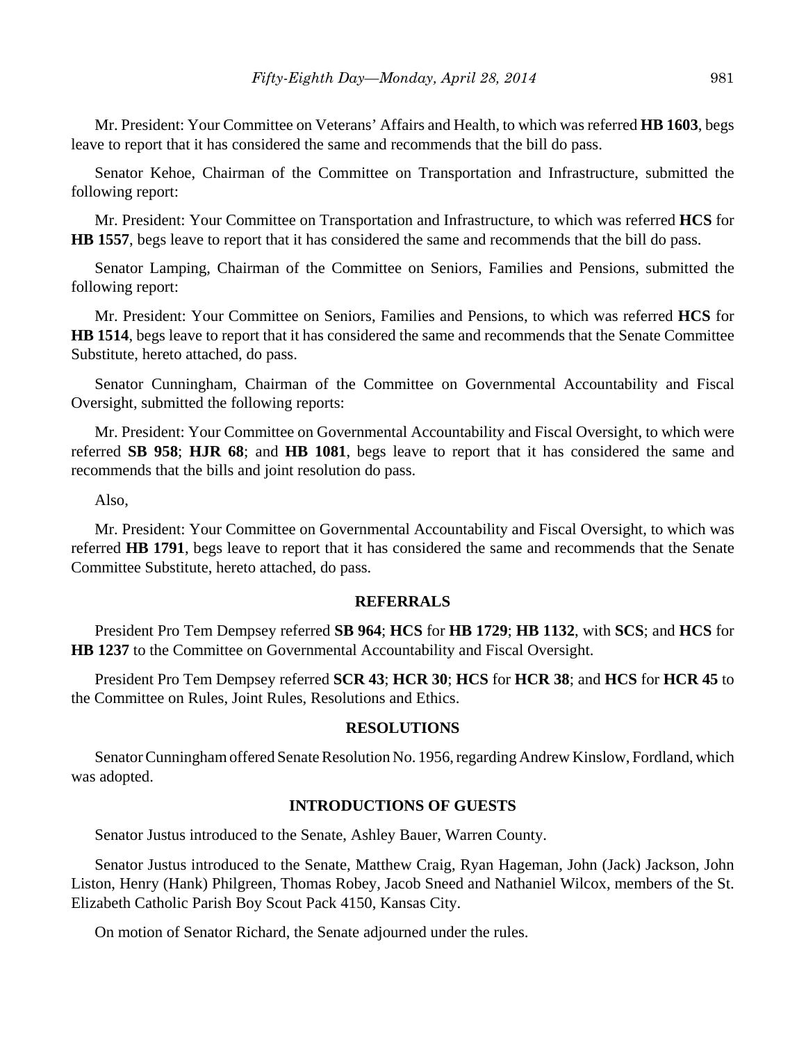Mr. President: Your Committee on Veterans' Affairs and Health, to which was referred **HB 1603**, begs leave to report that it has considered the same and recommends that the bill do pass.

Senator Kehoe, Chairman of the Committee on Transportation and Infrastructure, submitted the following report:

Mr. President: Your Committee on Transportation and Infrastructure, to which was referred **HCS** for **HB 1557**, begs leave to report that it has considered the same and recommends that the bill do pass.

Senator Lamping, Chairman of the Committee on Seniors, Families and Pensions, submitted the following report:

Mr. President: Your Committee on Seniors, Families and Pensions, to which was referred **HCS** for **HB 1514**, begs leave to report that it has considered the same and recommends that the Senate Committee Substitute, hereto attached, do pass.

Senator Cunningham, Chairman of the Committee on Governmental Accountability and Fiscal Oversight, submitted the following reports:

Mr. President: Your Committee on Governmental Accountability and Fiscal Oversight, to which were referred **SB 958**; **HJR 68**; and **HB 1081**, begs leave to report that it has considered the same and recommends that the bills and joint resolution do pass.

Also,

Mr. President: Your Committee on Governmental Accountability and Fiscal Oversight, to which was referred **HB 1791**, begs leave to report that it has considered the same and recommends that the Senate Committee Substitute, hereto attached, do pass.

## REFERRALS

President Pro Tem Dempsey referred **SB 964**; **HCS** for **HB 1729**; **HB 1132**, with **SCS**; and **HCS** for **HB 1237** to the Committee on Governmental Accountability and Fiscal Oversight.

President Pro Tem Dempsey referred **SCR 43**; **HCR 30**; **HCS** for **HCR 38**; and **HCS** for **HCR 45** to the Committee on Rules, Joint Rules, Resolutions and Ethics.

## RESOLUTIONS

Senator Cunningham offered Senate Resolution No. 1956, regarding Andrew Kinslow, Fordland, which was adopted.

## INTRODUCTIONS OF GUESTS

Senator Justus introduced to the Senate, Ashley Bauer, Warren County.

Senator Justus introduced to the Senate, Matthew Craig, Ryan Hageman, John (Jack) Jackson, John Liston, Henry (Hank) Philgreen, Thomas Robey, Jacob Sneed and Nathaniel Wilcox, members of the St. Elizabeth Catholic Parish Boy Scout Pack 4150, Kansas City.

On motion of Senator Richard, the Senate adjourned under the rules.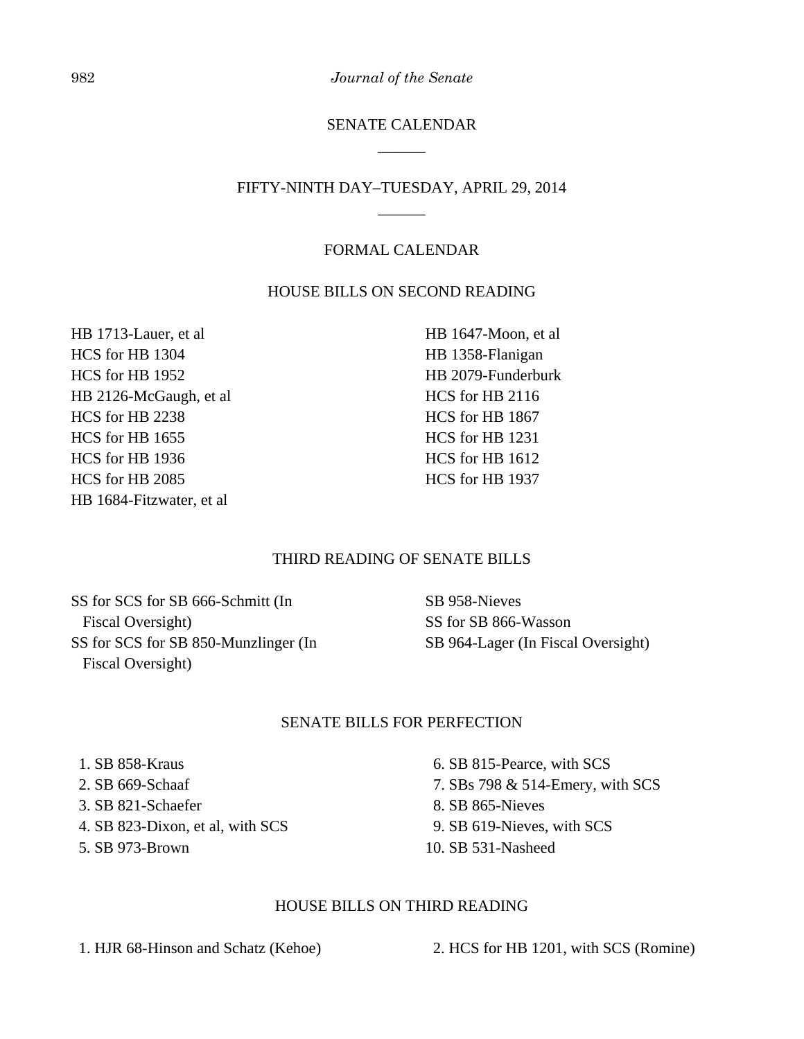## SENATE CALENDAR

______

## FIFTY-NINTH DAY–TUESDAY, APRIL 29, 2014

______

### FORMAL CALENDAR

#### HOUSE BILLS ON SECOND READING

HB 1713-Lauer, et al
HCS for HB 1304
HCS for HB 1952
HB 2126-McGaugh, et al
HCS for HB 2238
HCS for HB 1655
HCS for HB 1936
HCS for HB 2085
HB 1684-Fitzwater, et al
HB 1647-Moon, et al
HB 1358-Flanigan
HB 2079-Funderburk
HCS for HB 2116
HCS for HB 1867
HCS for HB 1231
HCS for HB 1612
HCS for HB 1937

#### THIRD READING OF SENATE BILLS

SS for SCS for SB 666-Schmitt (In Fiscal Oversight)
SS for SCS for SB 850-Munzlinger (In Fiscal Oversight)
SB 958-Nieves
SS for SB 866-Wasson
SB 964-Lager (In Fiscal Oversight)

#### SENATE BILLS FOR PERFECTION

1. SB 858-Kraus
2. SB 669-Schaaf
3. SB 821-Schaefer
4. SB 823-Dixon, et al, with SCS
5. SB 973-Brown
6. SB 815-Pearce, with SCS
7. SBs 798 & 514-Emery, with SCS
8. SB 865-Nieves
9. SB 619-Nieves, with SCS
10. SB 531-Nasheed

#### HOUSE BILLS ON THIRD READING

1. HJR 68-Hinson and Schatz (Kehoe)
2. HCS for HB 1201, with SCS (Romine)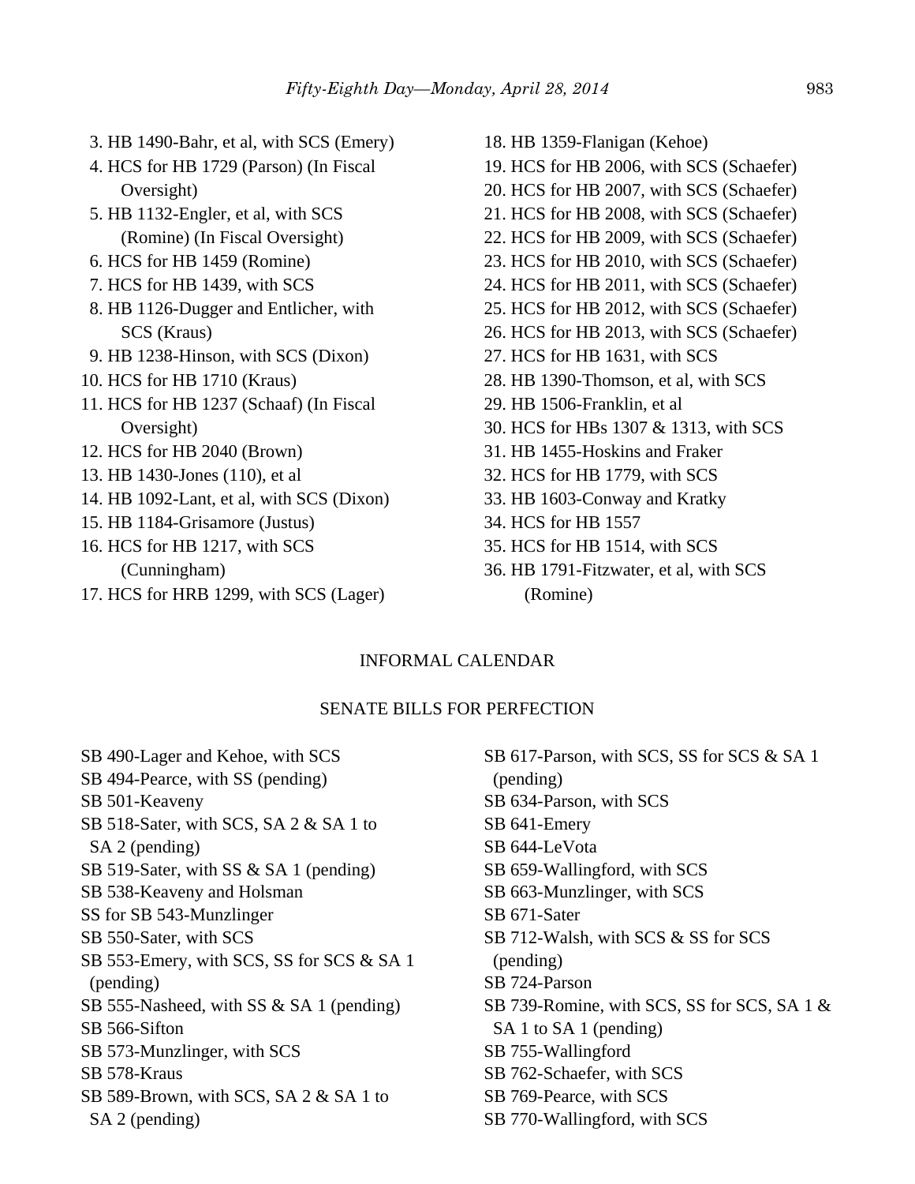3. HB 1490-Bahr, et al, with SCS (Emery)
4. HCS for HB 1729 (Parson) (In Fiscal Oversight)
5. HB 1132-Engler, et al, with SCS (Romine) (In Fiscal Oversight)
6. HCS for HB 1459 (Romine)
7. HCS for HB 1439, with SCS
8. HB 1126-Dugger and Entlicher, with SCS (Kraus)
9. HB 1238-Hinson, with SCS (Dixon)
10. HCS for HB 1710 (Kraus)
11. HCS for HB 1237 (Schaaf) (In Fiscal Oversight)
12. HCS for HB 2040 (Brown)
13. HB 1430-Jones (110), et al
14. HB 1092-Lant, et al, with SCS (Dixon)
15. HB 1184-Grisamore (Justus)
16. HCS for HB 1217, with SCS (Cunningham)
17. HCS for HRB 1299, with SCS (Lager)
18. HB 1359-Flanigan (Kehoe)
19. HCS for HB 2006, with SCS (Schaefer)
20. HCS for HB 2007, with SCS (Schaefer)
21. HCS for HB 2008, with SCS (Schaefer)
22. HCS for HB 2009, with SCS (Schaefer)
23. HCS for HB 2010, with SCS (Schaefer)
24. HCS for HB 2011, with SCS (Schaefer)
25. HCS for HB 2012, with SCS (Schaefer)
26. HCS for HB 2013, with SCS (Schaefer)
27. HCS for HB 1631, with SCS
28. HB 1390-Thomson, et al, with SCS
29. HB 1506-Franklin, et al
30. HCS for HBs 1307 & 1313, with SCS
31. HB 1455-Hoskins and Fraker
32. HCS for HB 1779, with SCS
33. HB 1603-Conway and Kratky
34. HCS for HB 1557
35. HCS for HB 1514, with SCS
36. HB 1791-Fitzwater, et al, with SCS (Romine)

## INFORMAL CALENDAR

### SENATE BILLS FOR PERFECTION

SB 490-Lager and Kehoe, with SCS
SB 494-Pearce, with SS (pending)
SB 501-Keaveny
SB 518-Sater, with SCS, SA 2 & SA 1 to SA 2 (pending)
SB 519-Sater, with SS & SA 1 (pending)
SB 538-Keaveny and Holsman
SS for SB 543-Munzlinger
SB 550-Sater, with SCS
SB 553-Emery, with SCS, SS for SCS & SA 1 (pending)
SB 555-Nasheed, with SS & SA 1 (pending)
SB 566-Sifton
SB 573-Munzlinger, with SCS
SB 578-Kraus
SB 589-Brown, with SCS, SA 2 & SA 1 to SA 2 (pending)
SB 617-Parson, with SCS, SS for SCS & SA 1 (pending)
SB 634-Parson, with SCS
SB 641-Emery
SB 644-LeVota
SB 659-Wallingford, with SCS
SB 663-Munzlinger, with SCS
SB 671-Sater
SB 712-Walsh, with SCS & SS for SCS (pending)
SB 724-Parson
SB 739-Romine, with SCS, SS for SCS, SA 1 & SA 1 to SA 1 (pending)
SB 755-Wallingford
SB 762-Schaefer, with SCS
SB 769-Pearce, with SCS
SB 770-Wallingford, with SCS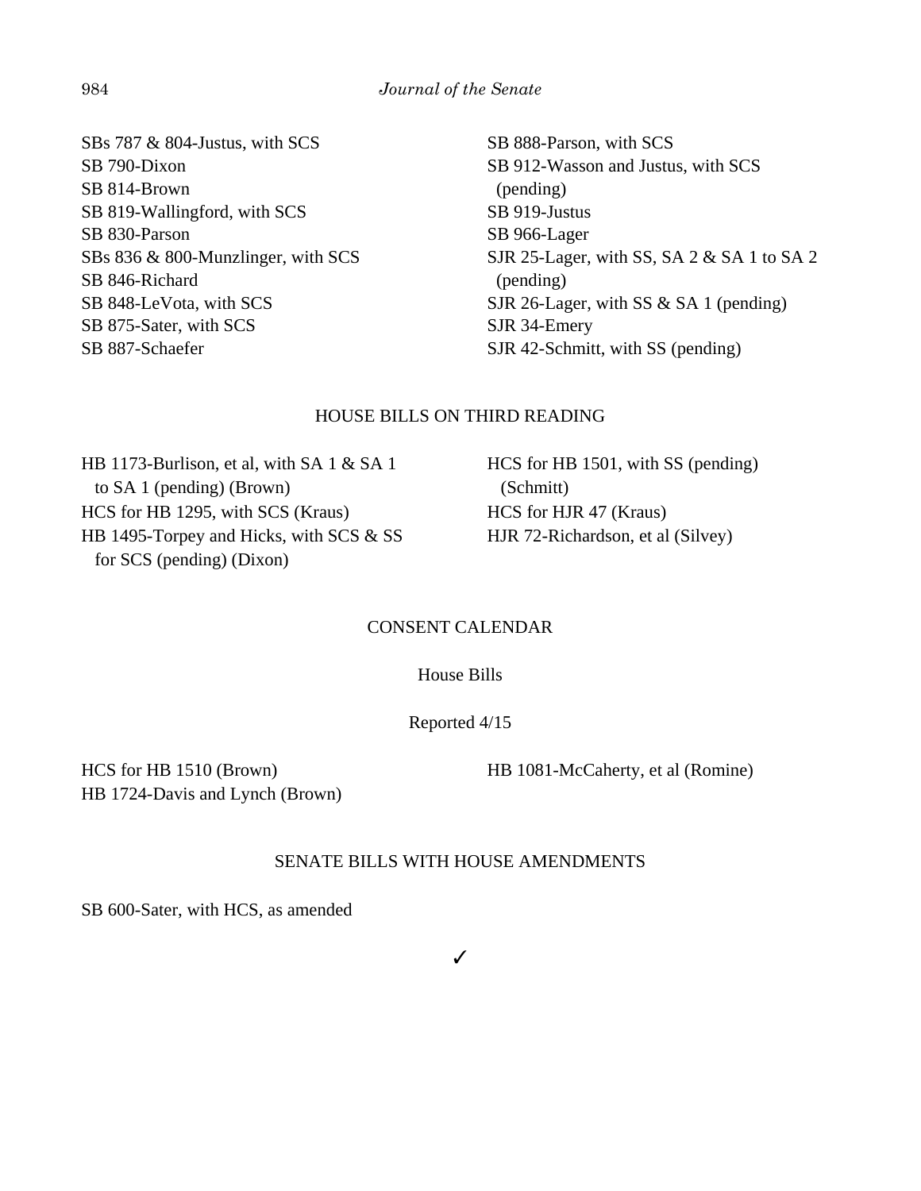SBs 787 & 804-Justus, with SCS
SB 790-Dixon
SB 814-Brown
SB 819-Wallingford, with SCS
SB 830-Parson
SBs 836 & 800-Munzlinger, with SCS
SB 846-Richard
SB 848-LeVota, with SCS
SB 875-Sater, with SCS
SB 887-Schaefer
SB 888-Parson, with SCS
SB 912-Wasson and Justus, with SCS (pending)
SB 919-Justus
SB 966-Lager
SJR 25-Lager, with SS, SA 2 & SA 1 to SA 2 (pending)
SJR 26-Lager, with SS & SA 1 (pending)
SJR 34-Emery
SJR 42-Schmitt, with SS (pending)

HOUSE BILLS ON THIRD READING

HB 1173-Burlison, et al, with SA 1 & SA 1 to SA 1 (pending) (Brown)
HCS for HB 1295, with SCS (Kraus)
HB 1495-Torpey and Hicks, with SCS & SS for SCS (pending) (Dixon)
HCS for HB 1501, with SS (pending) (Schmitt)
HCS for HJR 47 (Kraus)
HJR 72-Richardson, et al (Silvey)

CONSENT CALENDAR

House Bills

Reported 4/15

HCS for HB 1510 (Brown)
HB 1724-Davis and Lynch (Brown)
HB 1081-McCaherty, et al (Romine)

SENATE BILLS WITH HOUSE AMENDMENTS

SB 600-Sater, with HCS, as amended

✓